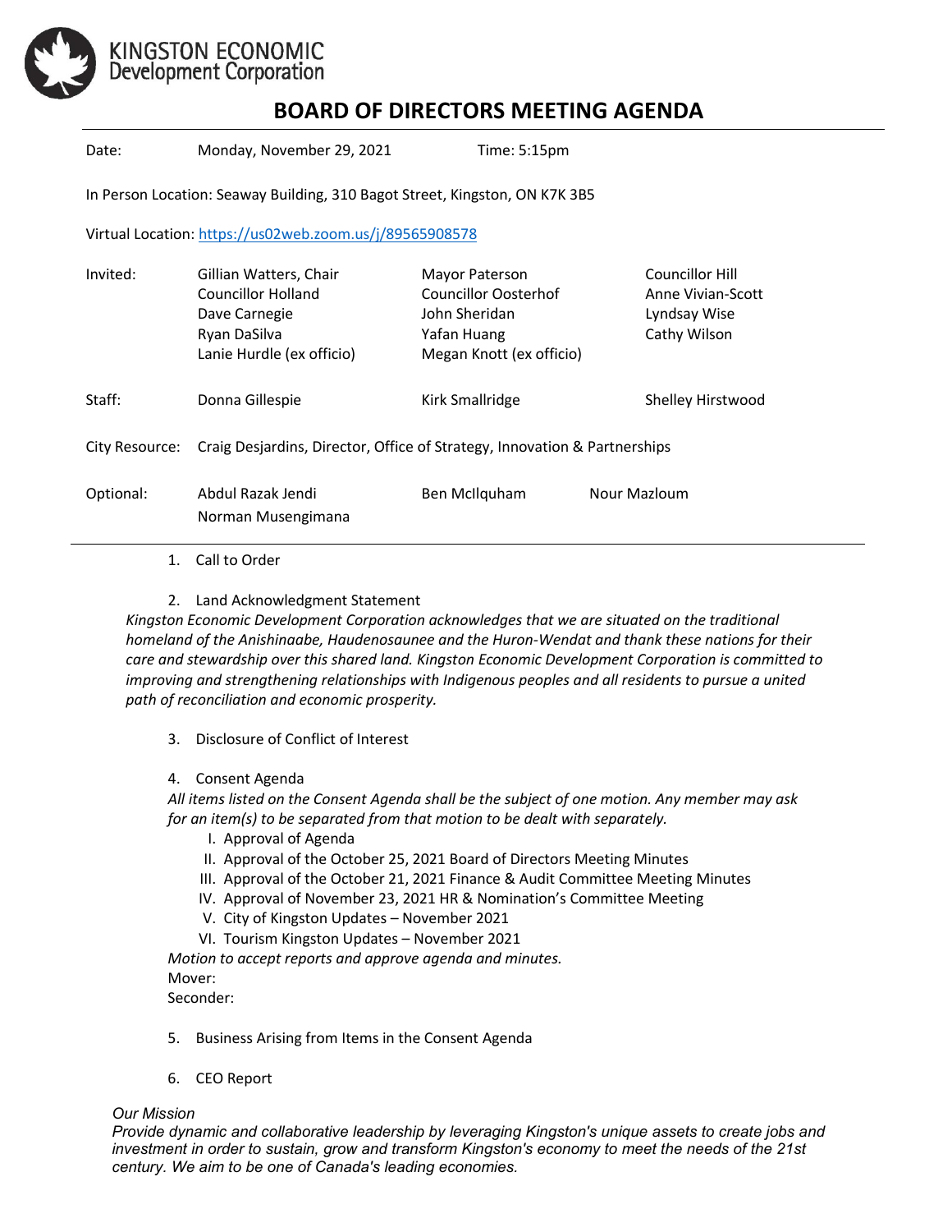KINGSTON ECONOMIC Development Corporation

# BOARD OF DIRECTORS MEETING AGENDA

Date: Monday, November 29, 2021 Time: 5:15pm

In Person Location: Seaway Building, 310 Bagot Street, Kingston, ON K7K 3B5

Virtual Location: https://us02web.zoom.us/j/89565908578

| | | | |
|---|---|---|---|
| Invited: | Gillian Watters, Chair | Mayor Paterson | Councillor Hill |
| | Councillor Holland | Councillor Oosterhof | Anne Vivian-Scott |
| | Dave Carnegie | John Sheridan | Lyndsay Wise |
| | Ryan DaSilva | Yafan Huang | Cathy Wilson |
| | Lanie Hurdle (ex officio) | Megan Knott (ex officio) | |
| Staff: | Donna Gillespie | Kirk Smallridge | Shelley Hirstwood |
| City Resource: | Craig Desjardins, Director, Office of Strategy, Innovation & Partnerships | | |
| Optional: | Abdul Razak Jendi | Ben McIlquham | Nour Mazloum |
| | Norman Musengimana | | |

1. Call to Order

2. Land Acknowledgment Statement

*Kingston Economic Development Corporation acknowledges that we are situated on the traditional homeland of the Anishinaabe, Haudenosaunee and the Huron-Wendat and thank these nations for their care and stewardship over this shared land. Kingston Economic Development Corporation is committed to improving and strengthening relationships with Indigenous peoples and all residents to pursue a united path of reconciliation and economic prosperity.*

3. Disclosure of Conflict of Interest

4. Consent Agenda

*All items listed on the Consent Agenda shall be the subject of one motion. Any member may ask for an item(s) to be separated from that motion to be dealt with separately.*

   I. Approval of Agenda
   II. Approval of the October 25, 2021 Board of Directors Meeting Minutes
   III. Approval of the October 21, 2021 Finance & Audit Committee Meeting Minutes
   IV. Approval of November 23, 2021 HR & Nomination's Committee Meeting
   V. City of Kingston Updates – November 2021
   VI. Tourism Kingston Updates – November 2021

*Motion to accept reports and approve agenda and minutes.*

Mover:

Seconder:

5. Business Arising from Items in the Consent Agenda

6. CEO Report

*Our Mission*

*Provide dynamic and collaborative leadership by leveraging Kingston's unique assets to create jobs and investment in order to sustain, grow and transform Kingston's economy to meet the needs of the 21st century. We aim to be one of Canada's leading economies.*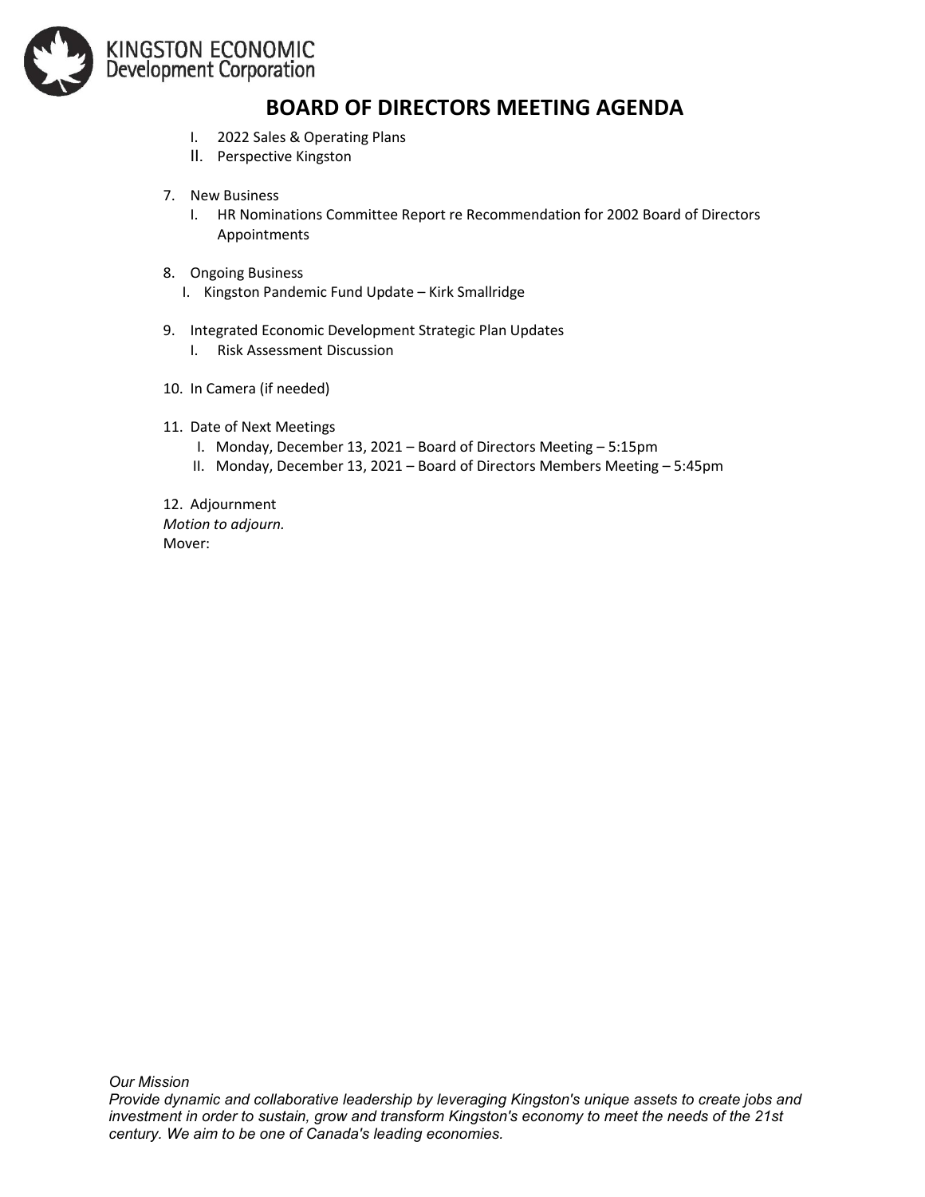# BOARD OF DIRECTORS MEETING AGENDA

   I. 2022 Sales & Operating Plans
   II. Perspective Kingston

7. New Business
   I. HR Nominations Committee Report re Recommendation for 2002 Board of Directors Appointments

8. Ongoing Business
   I. Kingston Pandemic Fund Update – Kirk Smallridge

9. Integrated Economic Development Strategic Plan Updates
   I. Risk Assessment Discussion

10. In Camera (if needed)

11. Date of Next Meetings
    I. Monday, December 13, 2021 – Board of Directors Meeting – 5:15pm
    II. Monday, December 13, 2021 – Board of Directors Members Meeting – 5:45pm

12. Adjournment

*Motion to adjourn.*

Mover:

*Our Mission*

*Provide dynamic and collaborative leadership by leveraging Kingston's unique assets to create jobs and investment in order to sustain, grow and transform Kingston's economy to meet the needs of the 21st century. We aim to be one of Canada's leading economies.*